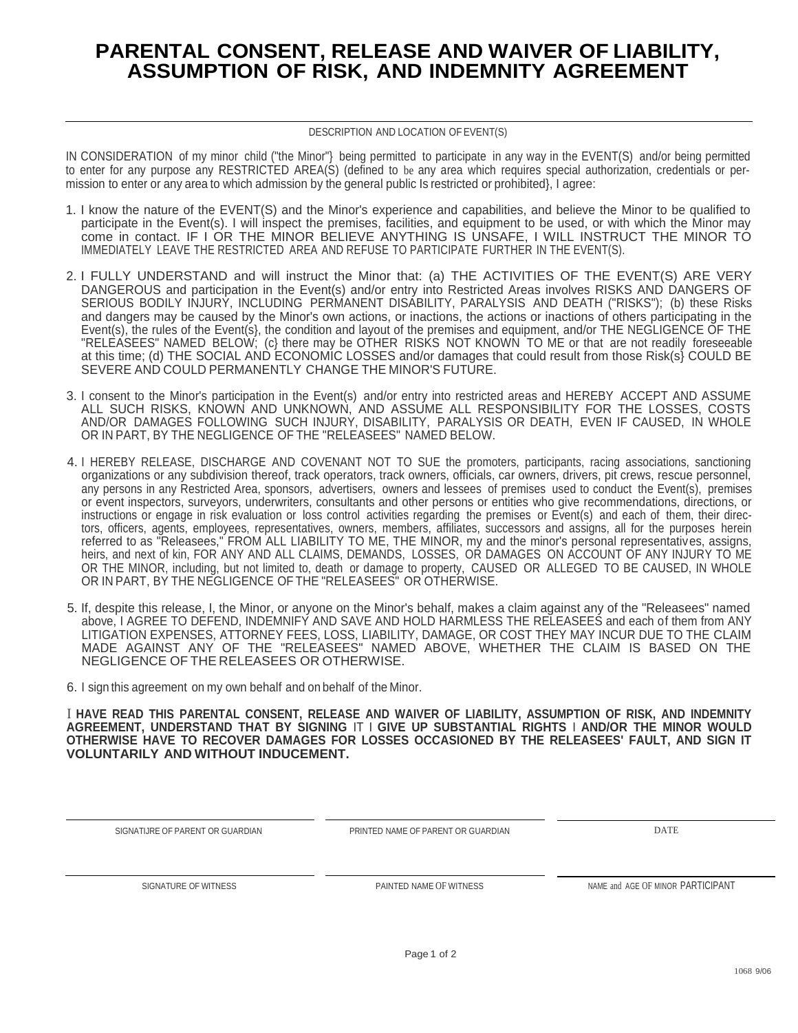# PARENTAL CONSENT, RELEASE AND WAIVER OF LIABILITY, ASSUMPTION OF RISK, AND INDEMNITY AGREEMENT

DESCRIPTION AND LOCATION OF EVENT(S)

IN CONSIDERATION of my minor child ("the Minor"} being permitted to participate in any way in the EVENT(S) and/or being permitted to enter for any purpose any RESTRICTED AREA(S) (defined to be any area which requires special authorization, credentials or permission to enter or any area to which admission by the general public Is restricted or prohibited}, I agree:

1. I know the nature of the EVENT(S) and the Minor's experience and capabilities, and believe the Minor to be qualified to participate in the Event(s). I will inspect the premises, facilities, and equipment to be used, or with which the Minor may come in contact. IF I OR THE MINOR BELIEVE ANYTHING IS UNSAFE, I WILL INSTRUCT THE MINOR TO IMMEDIATELY LEAVE THE RESTRICTED AREA AND REFUSE TO PARTICIPATE FURTHER IN THE EVENT(S).

2. I FULLY UNDERSTAND and will instruct the Minor that: (a) THE ACTIVITIES OF THE EVENT(S) ARE VERY DANGEROUS and participation in the Event(s) and/or entry into Restricted Areas involves RISKS AND DANGERS OF SERIOUS BODILY INJURY, INCLUDING PERMANENT DISABILITY, PARALYSIS AND DEATH ("RISKS"); (b) these Risks and dangers may be caused by the Minor's own actions, or inactions, the actions or inactions of others participating in the Event(s), the rules of the Event(s}, the condition and layout of the premises and equipment, and/or THE NEGLIGENCE OF THE "RELEASEES" NAMED BELOW; (c} there may be OTHER RISKS NOT KNOWN TO ME or that are not readily foreseeable at this time; (d) THE SOCIAL AND ECONOMIC LOSSES and/or damages that could result from those Risk(s} COULD BE SEVERE AND COULD PERMANENTLY CHANGE THE MINOR'S FUTURE.

3. I consent to the Minor's participation in the Event(s) and/or entry into restricted areas and HEREBY ACCEPT AND ASSUME ALL SUCH RISKS, KNOWN AND UNKNOWN, AND ASSUME ALL RESPONSIBILITY FOR THE LOSSES, COSTS AND/OR DAMAGES FOLLOWING SUCH INJURY, DISABILITY, PARALYSIS OR DEATH, EVEN IF CAUSED, IN WHOLE OR IN PART, BY THE NEGLIGENCE OF THE "RELEASEES" NAMED BELOW.

4. I HEREBY RELEASE, DISCHARGE AND COVENANT NOT TO SUE the promoters, participants, racing associations, sanctioning organizations or any subdivision thereof, track operators, track owners, officials, car owners, drivers, pit crews, rescue personnel, any persons in any Restricted Area, sponsors, advertisers, owners and lessees of premises used to conduct the Event(s), premises or event inspectors, surveyors, underwriters, consultants and other persons or entities who give recommendations, directions, or instructions or engage in risk evaluation or loss control activities regarding the premises or Event(s) and each of them, their directors, officers, agents, employees, representatives, owners, members, affiliates, successors and assigns, all for the purposes herein referred to as "Releasees," FROM ALL LIABILITY TO ME, THE MINOR, my and the minor's personal representatives, assigns, heirs, and next of kin, FOR ANY AND ALL CLAIMS, DEMANDS, LOSSES, OR DAMAGES ON ACCOUNT OF ANY INJURY TO ME OR THE MINOR, including, but not limited to, death or damage to property, CAUSED OR ALLEGED TO BE CAUSED, IN WHOLE OR IN PART, BY THE NEGLIGENCE OF THE "RELEASEES" OR OTHERWISE.

5. If, despite this release, I, the Minor, or anyone on the Minor's behalf, makes a claim against any of the "Releasees" named above, I AGREE TO DEFEND, INDEMNIFY AND SAVE AND HOLD HARMLESS THE RELEASEES and each of them from ANY LITIGATION EXPENSES, ATTORNEY FEES, LOSS, LIABILITY, DAMAGE, OR COST THEY MAY INCUR DUE TO THE CLAIM MADE AGAINST ANY OF THE "RELEASEES" NAMED ABOVE, WHETHER THE CLAIM IS BASED ON THE NEGLIGENCE OF THE RELEASEES OR OTHERWISE.

6. I sign this agreement on my own behalf and on behalf of the Minor.

**I HAVE READ THIS PARENTAL CONSENT, RELEASE AND WAIVER OF LIABILITY, ASSUMPTION OF RISK, AND INDEMNITY AGREEMENT, UNDERSTAND THAT BY SIGNING IT I GIVE UP SUBSTANTIAL RIGHTS I AND/OR THE MINOR WOULD OTHERWISE HAVE TO RECOVER DAMAGES FOR LOSSES OCCASIONED BY THE RELEASEES' FAULT, AND SIGN IT VOLUNTARILY AND WITHOUT INDUCEMENT.**

| SIGNATIJRE OF PARENT OR GUARDIAN | PRINTED NAME OF PARENT OR GUARDIAN | DATE |
| --- | --- | --- |
| SIGNATURE OF WITNESS | PAINTED NAME OF WITNESS | NAME and AGE OF MINOR PARTICIPANT |

1068 9/06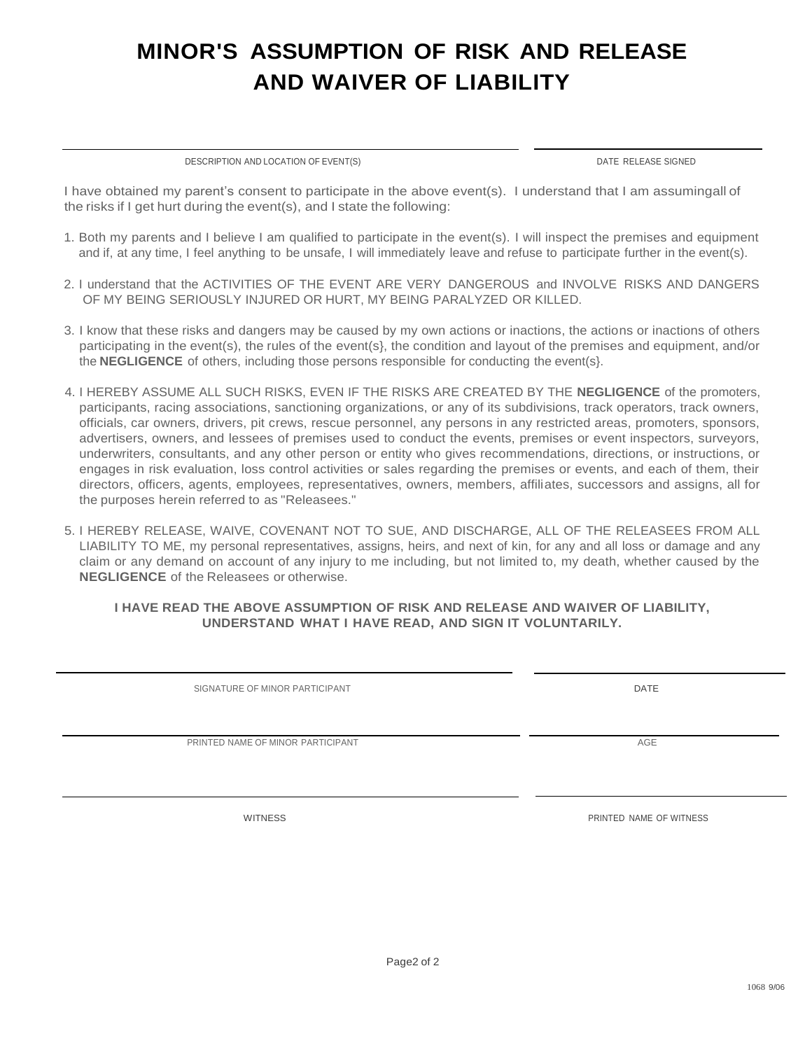# MINOR'S ASSUMPTION OF RISK AND RELEASE AND WAIVER OF LIABILITY

DESCRIPTION AND LOCATION OF EVENT(S) ____________________ DATE RELEASE SIGNED ____________________

I have obtained my parent's consent to participate in the above event(s). I understand that I am assumingall of the risks if I get hurt during the event(s), and I state the following:

1. Both my parents and I believe I am qualified to participate in the event(s). I will inspect the premises and equipment and if, at any time, I feel anything to be unsafe, I will immediately leave and refuse to participate further in the event(s).

2. I understand that the ACTIVITIES OF THE EVENT ARE VERY DANGEROUS and INVOLVE RISKS AND DANGERS OF MY BEING SERIOUSLY INJURED OR HURT, MY BEING PARALYZED OR KILLED.

3. I know that these risks and dangers may be caused by my own actions or inactions, the actions or inactions of others participating in the event(s), the rules of the event(s}, the condition and layout of the premises and equipment, and/or the **NEGLIGENCE** of others, including those persons responsible for conducting the event(s}.

4. I HEREBY ASSUME ALL SUCH RISKS, EVEN IF THE RISKS ARE CREATED BY THE **NEGLIGENCE** of the promoters, participants, racing associations, sanctioning organizations, or any of its subdivisions, track operators, track owners, officials, car owners, drivers, pit crews, rescue personnel, any persons in any restricted areas, promoters, sponsors, advertisers, owners, and lessees of premises used to conduct the events, premises or event inspectors, surveyors, underwriters, consultants, and any other person or entity who gives recommendations, directions, or instructions, or engages in risk evaluation, loss control activities or sales regarding the premises or events, and each of them, their directors, officers, agents, employees, representatives, owners, members, affiliates, successors and assigns, all for the purposes herein referred to as "Releasees."

5. I HEREBY RELEASE, WAIVE, COVENANT NOT TO SUE, AND DISCHARGE, ALL OF THE RELEASEES FROM ALL LIABILITY TO ME, my personal representatives, assigns, heirs, and next of kin, for any and all loss or damage and any claim or any demand on account of any injury to me including, but not limited to, my death, whether caused by the **NEGLIGENCE** of the Releasees or otherwise.

**I HAVE READ THE ABOVE ASSUMPTION OF RISK AND RELEASE AND WAIVER OF LIABILITY, UNDERSTAND WHAT I HAVE READ, AND SIGN IT VOLUNTARILY.**

SIGNATURE OF MINOR PARTICIPANT ____________________ DATE ____________________

PRINTED NAME OF MINOR PARTICIPANT ____________________ AGE ____________________

WITNESS ____________________ PRINTED NAME OF WITNESS ____________________

1068 9/06